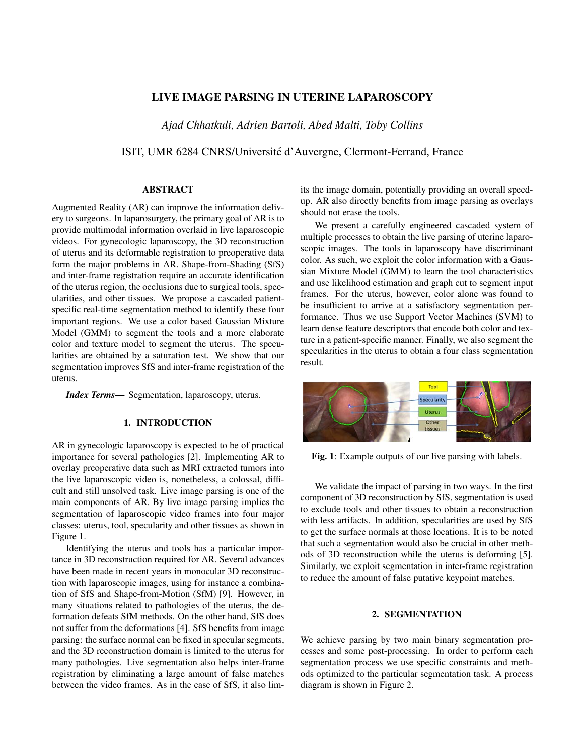# LIVE IMAGE PARSING IN UTERINE LAPAROSCOPY

*Ajad Chhatkuli, Adrien Bartoli, Abed Malti, Toby Collins*

ISIT, UMR 6284 CNRS/Université d'Auvergne, Clermont-Ferrand, France

## ABSTRACT

Augmented Reality (AR) can improve the information delivery to surgeons. In laparosurgery, the primary goal of AR is to provide multimodal information overlaid in live laparoscopic videos. For gynecologic laparoscopy, the 3D reconstruction of uterus and its deformable registration to preoperative data form the major problems in AR. Shape-from-Shading (SfS) and inter-frame registration require an accurate identification of the uterus region, the occlusions due to surgical tools, specularities, and other tissues. We propose a cascaded patient-specific real-time segmentation method to identify these four important regions. We use a color based Gaussian Mixture Model (GMM) to segment the tools and a more elaborate color and texture model to segment the uterus. The specularities are obtained by a saturation test. We show that our segmentation improves SfS and inter-frame registration of the uterus.

***Index Terms*—** Segmentation, laparoscopy, uterus.

## 1. INTRODUCTION

AR in gynecologic laparoscopy is expected to be of practical importance for several pathologies [2]. Implementing AR to overlay preoperative data such as MRI extracted tumors into the live laparoscopic video is, nonetheless, a colossal, difficult and still unsolved task. Live image parsing is one of the main components of AR. By live image parsing implies the segmentation of laparoscopic video frames into four major classes: uterus, tool, specularity and other tissues as shown in Figure 1.

Identifying the uterus and tools has a particular importance in 3D reconstruction required for AR. Several advances have been made in recent years in monocular 3D reconstruction with laparoscopic images, using for instance a combination of SfS and Shape-from-Motion (SfM) [9]. However, in many situations related to pathologies of the uterus, the deformation defeats SfM methods. On the other hand, SfS does not suffer from the deformations [4]. SfS benefits from image parsing: the surface normal can be fixed in specular segments, and the 3D reconstruction domain is limited to the uterus for many pathologies. Live segmentation also helps inter-frame registration by eliminating a large amount of false matches between the video frames. As in the case of SfS, it also limits the image domain, potentially providing an overall speed-up. AR also directly benefits from image parsing as overlays should not erase the tools.

We present a carefully engineered cascaded system of multiple processes to obtain the live parsing of uterine laparoscopic images. The tools in laparoscopy have discriminant color. As such, we exploit the color information with a Gaussian Mixture Model (GMM) to learn the tool characteristics and use likelihood estimation and graph cut to segment input frames. For the uterus, however, color alone was found to be insufficient to arrive at a satisfactory segmentation performance. Thus we use Support Vector Machines (SVM) to learn dense feature descriptors that encode both color and texture in a patient-specific manner. Finally, we also segment the specularities in the uterus to obtain a four class segmentation result.

Tool
Specularity
Uterus
Other tissues

**Fig. 1**: Example outputs of our live parsing with labels.

We validate the impact of parsing in two ways. In the first component of 3D reconstruction by SfS, segmentation is used to exclude tools and other tissues to obtain a reconstruction with less artifacts. In addition, specularities are used by SfS to get the surface normals at those locations. It is to be noted that such a segmentation would also be crucial in other methods of 3D reconstruction while the uterus is deforming [5]. Similarly, we exploit segmentation in inter-frame registration to reduce the amount of false putative keypoint matches.

## 2. SEGMENTATION

We achieve parsing by two main binary segmentation processes and some post-processing. In order to perform each segmentation process we use specific constraints and methods optimized to the particular segmentation task. A process diagram is shown in Figure 2.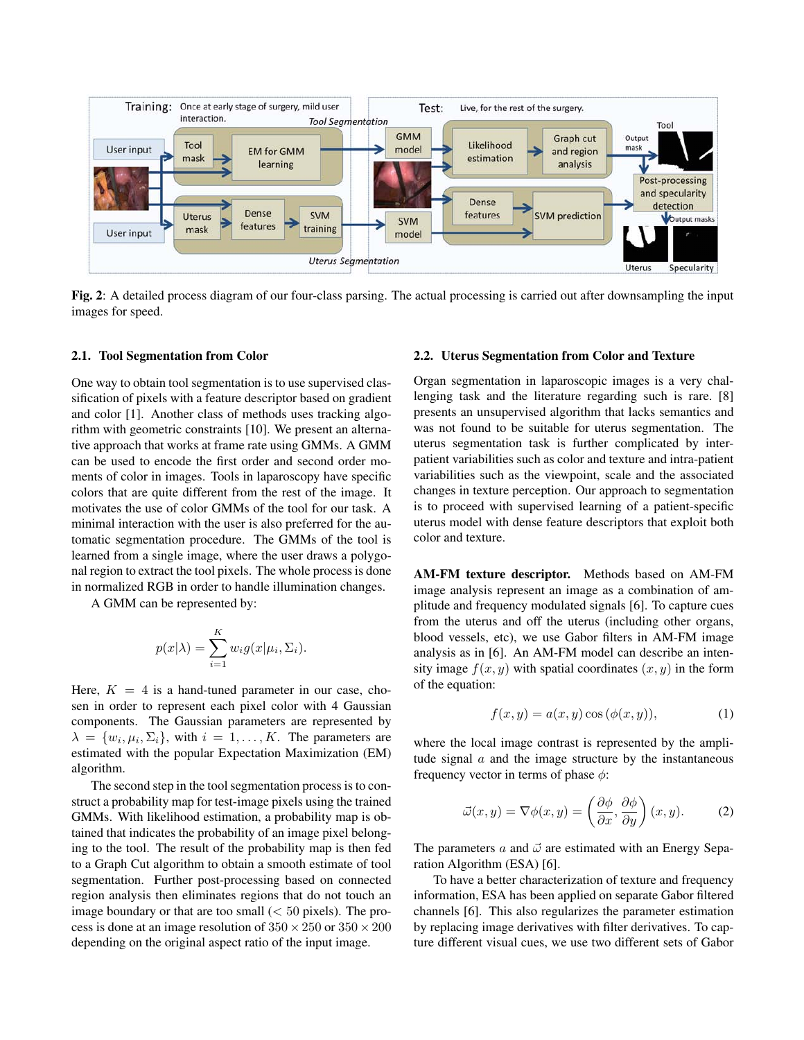**Fig. 2**: A detailed process diagram of our four-class parsing. The actual processing is carried out after downsampling the input images for speed.

### 2.1. Tool Segmentation from Color

One way to obtain tool segmentation is to use supervised classification of pixels with a feature descriptor based on gradient and color [1]. Another class of methods uses tracking algorithm with geometric constraints [10]. We present an alternative approach that works at frame rate using GMMs. A GMM can be used to encode the first order and second order moments of color in images. Tools in laparoscopy have specific colors that are quite different from the rest of the image. It motivates the use of color GMMs of the tool for our task. A minimal interaction with the user is also preferred for the automatic segmentation procedure. The GMMs of the tool is learned from a single image, where the user draws a polygonal region to extract the tool pixels. The whole process is done in normalized RGB in order to handle illumination changes.

A GMM can be represented by:

$$p(x|\lambda) = \sum_{i=1}^{K} w_i g(x|\mu_i, \Sigma_i).$$

Here, $K = 4$ is a hand-tuned parameter in our case, chosen in order to represent each pixel color with 4 Gaussian components. The Gaussian parameters are represented by $\lambda = \{w_i, \mu_i, \Sigma_i\}$, with $i = 1, \ldots, K$. The parameters are estimated with the popular Expectation Maximization (EM) algorithm.

The second step in the tool segmentation process is to construct a probability map for test-image pixels using the trained GMMs. With likelihood estimation, a probability map is obtained that indicates the probability of an image pixel belonging to the tool. The result of the probability map is then fed to a Graph Cut algorithm to obtain a smooth estimate of tool segmentation. Further post-processing based on connected region analysis then eliminates regions that do not touch an image boundary or that are too small ($< 50$ pixels). The process is done at an image resolution of $350 \times 250$ or $350 \times 200$ depending on the original aspect ratio of the input image.

### 2.2. Uterus Segmentation from Color and Texture

Organ segmentation in laparoscopic images is a very challenging task and the literature regarding such is rare. [8] presents an unsupervised algorithm that lacks semantics and was not found to be suitable for uterus segmentation. The uterus segmentation task is further complicated by inter-patient variabilities such as color and texture and intra-patient variabilities such as the viewpoint, scale and the associated changes in texture perception. Our approach to segmentation is to proceed with supervised learning of a patient-specific uterus model with dense feature descriptors that exploit both color and texture.

**AM-FM texture descriptor.** Methods based on AM-FM image analysis represent an image as a combination of amplitude and frequency modulated signals [6]. To capture cues from the uterus and off the uterus (including other organs, blood vessels, etc), we use Gabor filters in AM-FM image analysis as in [6]. An AM-FM model can describe an intensity image $f(x, y)$ with spatial coordinates $(x, y)$ in the form of the equation:

$$f(x, y) = a(x, y) \cos(\phi(x, y)), \tag{1}$$

where the local image contrast is represented by the amplitude signal $a$ and the image structure by the instantaneous frequency vector in terms of phase $\phi$:

$$\vec{\omega}(x, y) = \nabla\phi(x, y) = \left(\frac{\partial\phi}{\partial x}, \frac{\partial\phi}{\partial y}\right)(x, y). \tag{2}$$

The parameters $a$ and $\vec{\omega}$ are estimated with an Energy Separation Algorithm (ESA) [6].

To have a better characterization of texture and frequency information, ESA has been applied on separate Gabor filtered channels [6]. This also regularizes the parameter estimation by replacing image derivatives with filter derivatives. To capture different visual cues, we use two different sets of Gabor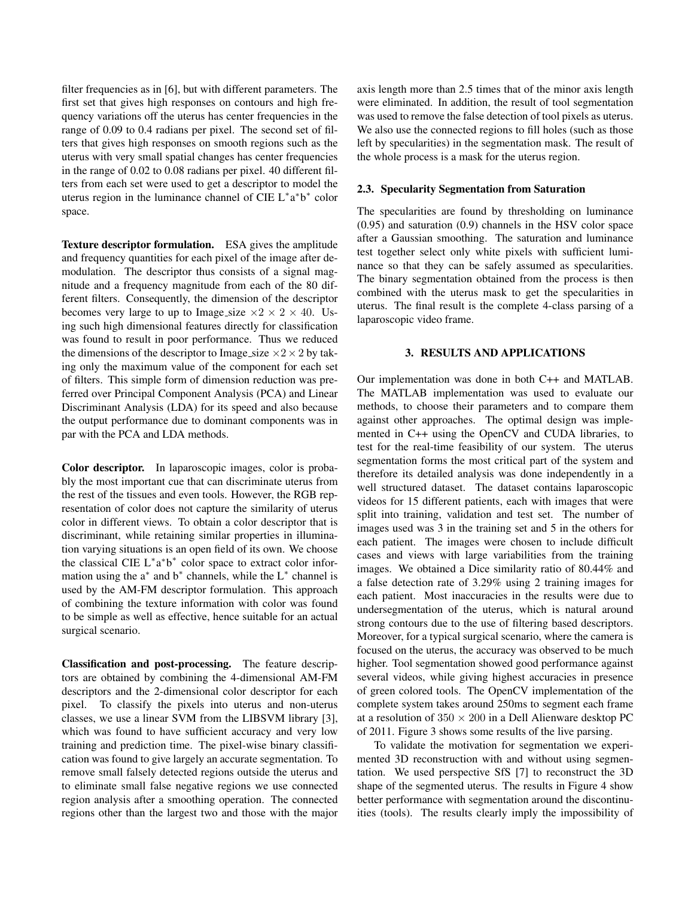filter frequencies as in [6], but with different parameters. The first set that gives high responses on contours and high frequency variations off the uterus has center frequencies in the range of 0.09 to 0.4 radians per pixel. The second set of filters that gives high responses on smooth regions such as the uterus with very small spatial changes has center frequencies in the range of 0.02 to 0.08 radians per pixel. 40 different filters from each set were used to get a descriptor to model the uterus region in the luminance channel of CIE $L^*a^*b^*$ color space.

**Texture descriptor formulation.** ESA gives the amplitude and frequency quantities for each pixel of the image after demodulation. The descriptor thus consists of a signal magnitude and a frequency magnitude from each of the 80 different filters. Consequently, the dimension of the descriptor becomes very large to up to Image_size $\times 2 \times 2 \times 40$. Using such high dimensional features directly for classification was found to result in poor performance. Thus we reduced the dimensions of the descriptor to Image_size $\times 2 \times 2$ by taking only the maximum value of the component for each set of filters. This simple form of dimension reduction was preferred over Principal Component Analysis (PCA) and Linear Discriminant Analysis (LDA) for its speed and also because the output performance due to dominant components was in par with the PCA and LDA methods.

**Color descriptor.** In laparoscopic images, color is probably the most important cue that can discriminate uterus from the rest of the tissues and even tools. However, the RGB representation of color does not capture the similarity of uterus color in different views. To obtain a color descriptor that is discriminant, while retaining similar properties in illumination varying situations is an open field of its own. We choose the classical CIE $L^*a^*b^*$ color space to extract color information using the $a^*$ and $b^*$ channels, while the $L^*$ channel is used by the AM-FM descriptor formulation. This approach of combining the texture information with color was found to be simple as well as effective, hence suitable for an actual surgical scenario.

**Classification and post-processing.** The feature descriptors are obtained by combining the 4-dimensional AM-FM descriptors and the 2-dimensional color descriptor for each pixel. To classify the pixels into uterus and non-uterus classes, we use a linear SVM from the LIBSVM library [3], which was found to have sufficient accuracy and very low training and prediction time. The pixel-wise binary classification was found to give largely an accurate segmentation. To remove small falsely detected regions outside the uterus and to eliminate small false negative regions we use connected region analysis after a smoothing operation. The connected regions other than the largest two and those with the major axis length more than 2.5 times that of the minor axis length were eliminated. In addition, the result of tool segmentation was used to remove the false detection of tool pixels as uterus. We also use the connected regions to fill holes (such as those left by specularities) in the segmentation mask. The result of the whole process is a mask for the uterus region.

### 2.3. Specularity Segmentation from Saturation

The specularities are found by thresholding on luminance (0.95) and saturation (0.9) channels in the HSV color space after a Gaussian smoothing. The saturation and luminance test together select only white pixels with sufficient luminance so that they can be safely assumed as specularities. The binary segmentation obtained from the process is then combined with the uterus mask to get the specularities in uterus. The final result is the complete 4-class parsing of a laparoscopic video frame.

## 3. RESULTS AND APPLICATIONS

Our implementation was done in both C++ and MATLAB. The MATLAB implementation was used to evaluate our methods, to choose their parameters and to compare them against other approaches. The optimal design was implemented in C++ using the OpenCV and CUDA libraries, to test for the real-time feasibility of our system. The uterus segmentation forms the most critical part of the system and therefore its detailed analysis was done independently in a well structured dataset. The dataset contains laparoscopic videos for 15 different patients, each with images that were split into training, validation and test set. The number of images used was 3 in the training set and 5 in the others for each patient. The images were chosen to include difficult cases and views with large variabilities from the training images. We obtained a Dice similarity ratio of 80.44% and a false detection rate of 3.29% using 2 training images for each patient. Most inaccuracies in the results were due to undersegmentation of the uterus, which is natural around strong contours due to the use of filtering based descriptors. Moreover, for a typical surgical scenario, where the camera is focused on the uterus, the accuracy was observed to be much higher. Tool segmentation showed good performance against several videos, while giving highest accuracies in presence of green colored tools. The OpenCV implementation of the complete system takes around 250ms to segment each frame at a resolution of $350 \times 200$ in a Dell Alienware desktop PC of 2011. Figure 3 shows some results of the live parsing.

To validate the motivation for segmentation we experimented 3D reconstruction with and without using segmentation. We used perspective SfS [7] to reconstruct the 3D shape of the segmented uterus. The results in Figure 4 show better performance with segmentation around the discontinuities (tools). The results clearly imply the impossibility of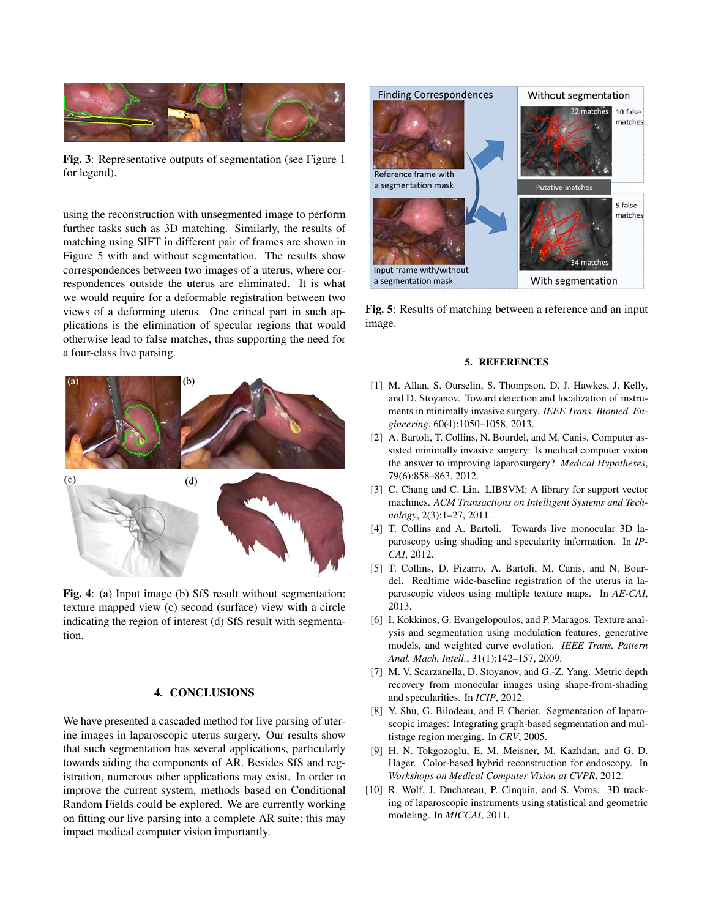Fig. 3: Representative outputs of segmentation (see Figure 1 for legend).

using the reconstruction with unsegmented image to perform further tasks such as 3D matching. Similarly, the results of matching using SIFT in different pair of frames are shown in Figure 5 with and without segmentation. The results show correspondences between two images of a uterus, where correspondences outside the uterus are eliminated. It is what we would require for a deformable registration between two views of a deforming uterus. One critical part in such applications is the elimination of specular regions that would otherwise lead to false matches, thus supporting the need for a four-class live parsing.

**Fig. 4**: (a) Input image (b) SfS result without segmentation: texture mapped view (c) second (surface) view with a circle indicating the region of interest (d) SfS result with segmentation.

## 4. CONCLUSIONS

We have presented a cascaded method for live parsing of uterine images in laparoscopic uterus surgery. Our results show that such segmentation has several applications, particularly towards aiding the components of AR. Besides SfS and registration, numerous other applications may exist. In order to improve the current system, methods based on Conditional Random Fields could be explored. We are currently working on fitting our live parsing into a complete AR suite; this may impact medical computer vision importantly.

**Fig. 5**: Results of matching between a reference and an input image.

## 5. REFERENCES

[1] M. Allan, S. Ourselin, S. Thompson, D. J. Hawkes, J. Kelly, and D. Stoyanov. Toward detection and localization of instruments in minimally invasive surgery. *IEEE Trans. Biomed. Engineering*, 60(4):1050–1058, 2013.

[2] A. Bartoli, T. Collins, N. Bourdel, and M. Canis. Computer assisted minimally invasive surgery: Is medical computer vision the answer to improving laparosurgery? *Medical Hypotheses*, 79(6):858–863, 2012.

[3] C. Chang and C. Lin. LIBSVM: A library for support vector machines. *ACM Transactions on Intelligent Systems and Technology*, 2(3):1–27, 2011.

[4] T. Collins and A. Bartoli. Towards live monocular 3D laparoscopy using shading and specularity information. In *IPCAI*, 2012.

[5] T. Collins, D. Pizarro, A. Bartoli, M. Canis, and N. Bourdel. Realtime wide-baseline registration of the uterus in laparoscopic videos using multiple texture maps. In *AE-CAI*, 2013.

[6] I. Kokkinos, G. Evangelopoulos, and P. Maragos. Texture analysis and segmentation using modulation features, generative models, and weighted curve evolution. *IEEE Trans. Pattern Anal. Mach. Intell.*, 31(1):142–157, 2009.

[7] M. V. Scarzanella, D. Stoyanov, and G.-Z. Yang. Metric depth recovery from monocular images using shape-from-shading and specularities. In *ICIP*, 2012.

[8] Y. Shu, G. Bilodeau, and F. Cheriet. Segmentation of laparoscopic images: Integrating graph-based segmentation and multistage region merging. In *CRV*, 2005.

[9] H. N. Tokgozoglu, E. M. Meisner, M. Kazhdan, and G. D. Hager. Color-based hybrid reconstruction for endoscopy. In *Workshops on Medical Computer Vision at CVPR*, 2012.

[10] R. Wolf, J. Duchateau, P. Cinquin, and S. Voros. 3D tracking of laparoscopic instruments using statistical and geometric modeling. In *MICCAI*, 2011.